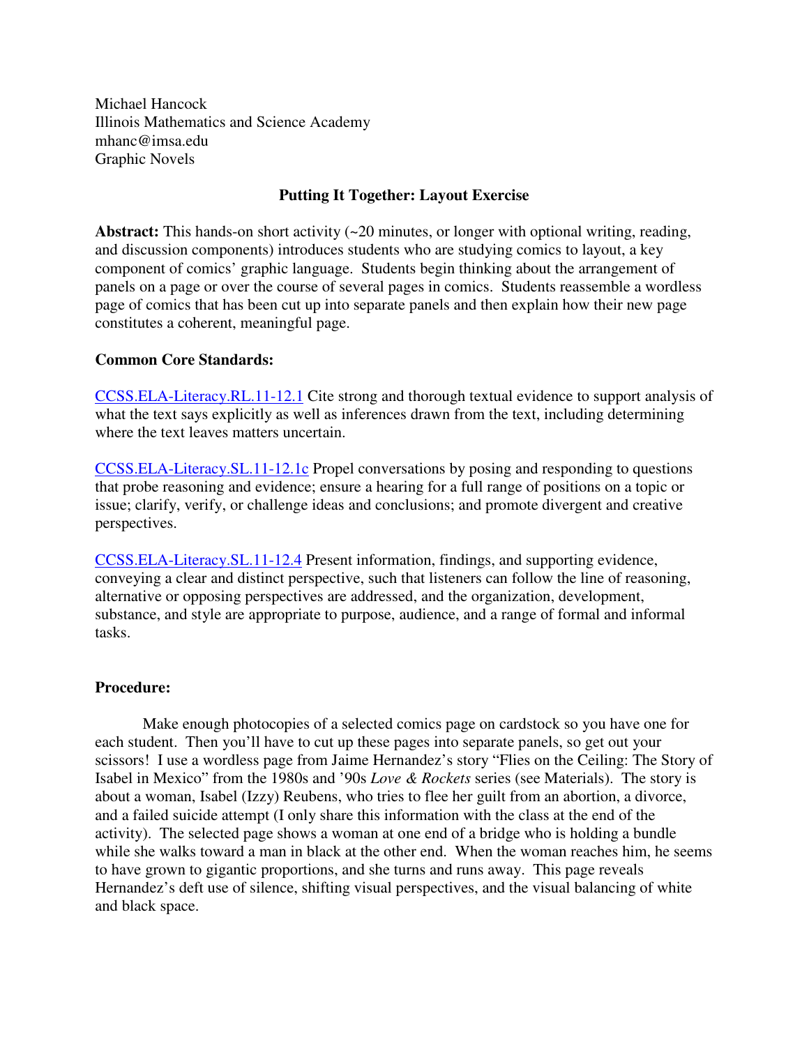Michael Hancock
Illinois Mathematics and Science Academy
mhanc@imsa.edu
Graphic Novels

## Putting It Together: Layout Exercise

**Abstract:** This hands-on short activity (~20 minutes, or longer with optional writing, reading, and discussion components) introduces students who are studying comics to layout, a key component of comics' graphic language. Students begin thinking about the arrangement of panels on a page or over the course of several pages in comics. Students reassemble a wordless page of comics that has been cut up into separate panels and then explain how their new page constitutes a coherent, meaningful page.

### Common Core Standards:

CCSS.ELA-Literacy.RL.11-12.1 Cite strong and thorough textual evidence to support analysis of what the text says explicitly as well as inferences drawn from the text, including determining where the text leaves matters uncertain.

CCSS.ELA-Literacy.SL.11-12.1c Propel conversations by posing and responding to questions that probe reasoning and evidence; ensure a hearing for a full range of positions on a topic or issue; clarify, verify, or challenge ideas and conclusions; and promote divergent and creative perspectives.

CCSS.ELA-Literacy.SL.11-12.4 Present information, findings, and supporting evidence, conveying a clear and distinct perspective, such that listeners can follow the line of reasoning, alternative or opposing perspectives are addressed, and the organization, development, substance, and style are appropriate to purpose, audience, and a range of formal and informal tasks.

### Procedure:

Make enough photocopies of a selected comics page on cardstock so you have one for each student. Then you'll have to cut up these pages into separate panels, so get out your scissors! I use a wordless page from Jaime Hernandez's story "Flies on the Ceiling: The Story of Isabel in Mexico" from the 1980s and '90s *Love & Rockets* series (see Materials). The story is about a woman, Isabel (Izzy) Reubens, who tries to flee her guilt from an abortion, a divorce, and a failed suicide attempt (I only share this information with the class at the end of the activity). The selected page shows a woman at one end of a bridge who is holding a bundle while she walks toward a man in black at the other end. When the woman reaches him, he seems to have grown to gigantic proportions, and she turns and runs away. This page reveals Hernandez's deft use of silence, shifting visual perspectives, and the visual balancing of white and black space.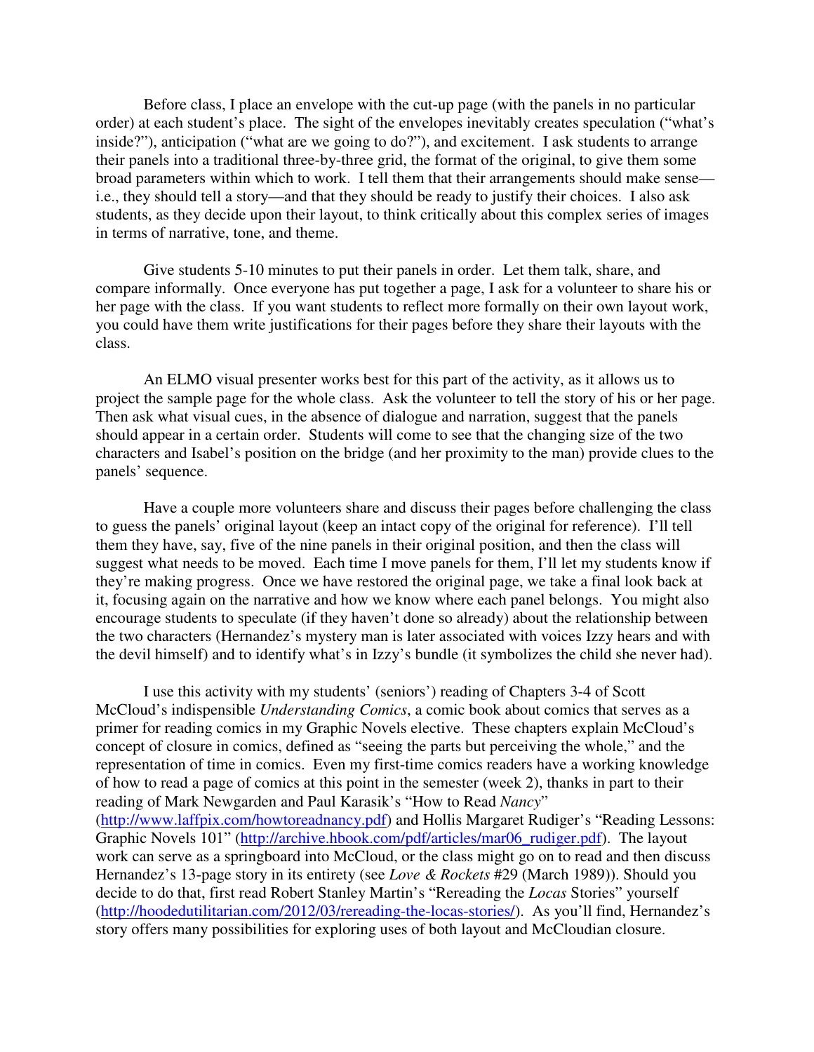Before class, I place an envelope with the cut-up page (with the panels in no particular order) at each student's place. The sight of the envelopes inevitably creates speculation ("what's inside?"), anticipation ("what are we going to do?"), and excitement. I ask students to arrange their panels into a traditional three-by-three grid, the format of the original, to give them some broad parameters within which to work. I tell them that their arrangements should make sense—i.e., they should tell a story—and that they should be ready to justify their choices. I also ask students, as they decide upon their layout, to think critically about this complex series of images in terms of narrative, tone, and theme.

Give students 5-10 minutes to put their panels in order. Let them talk, share, and compare informally. Once everyone has put together a page, I ask for a volunteer to share his or her page with the class. If you want students to reflect more formally on their own layout work, you could have them write justifications for their pages before they share their layouts with the class.

An ELMO visual presenter works best for this part of the activity, as it allows us to project the sample page for the whole class. Ask the volunteer to tell the story of his or her page. Then ask what visual cues, in the absence of dialogue and narration, suggest that the panels should appear in a certain order. Students will come to see that the changing size of the two characters and Isabel's position on the bridge (and her proximity to the man) provide clues to the panels' sequence.

Have a couple more volunteers share and discuss their pages before challenging the class to guess the panels' original layout (keep an intact copy of the original for reference). I'll tell them they have, say, five of the nine panels in their original position, and then the class will suggest what needs to be moved. Each time I move panels for them, I'll let my students know if they're making progress. Once we have restored the original page, we take a final look back at it, focusing again on the narrative and how we know where each panel belongs. You might also encourage students to speculate (if they haven't done so already) about the relationship between the two characters (Hernandez's mystery man is later associated with voices Izzy hears and with the devil himself) and to identify what's in Izzy's bundle (it symbolizes the child she never had).

I use this activity with my students' (seniors') reading of Chapters 3-4 of Scott McCloud's indispensible *Understanding Comics*, a comic book about comics that serves as a primer for reading comics in my Graphic Novels elective. These chapters explain McCloud's concept of closure in comics, defined as "seeing the parts but perceiving the whole," and the representation of time in comics. Even my first-time comics readers have a working knowledge of how to read a page of comics at this point in the semester (week 2), thanks in part to their reading of Mark Newgarden and Paul Karasik's "How to Read *Nancy*" (http://www.laffpix.com/howtoreadnancy.pdf) and Hollis Margaret Rudiger's "Reading Lessons: Graphic Novels 101" (http://archive.hbook.com/pdf/articles/mar06_rudiger.pdf). The layout work can serve as a springboard into McCloud, or the class might go on to read and then discuss Hernandez's 13-page story in its entirety (see *Love & Rockets* #29 (March 1989)). Should you decide to do that, first read Robert Stanley Martin's "Rereading the *Locas* Stories" yourself (http://hoodedutilitarian.com/2012/03/rereading-the-locas-stories/). As you'll find, Hernandez's story offers many possibilities for exploring uses of both layout and McCloudian closure.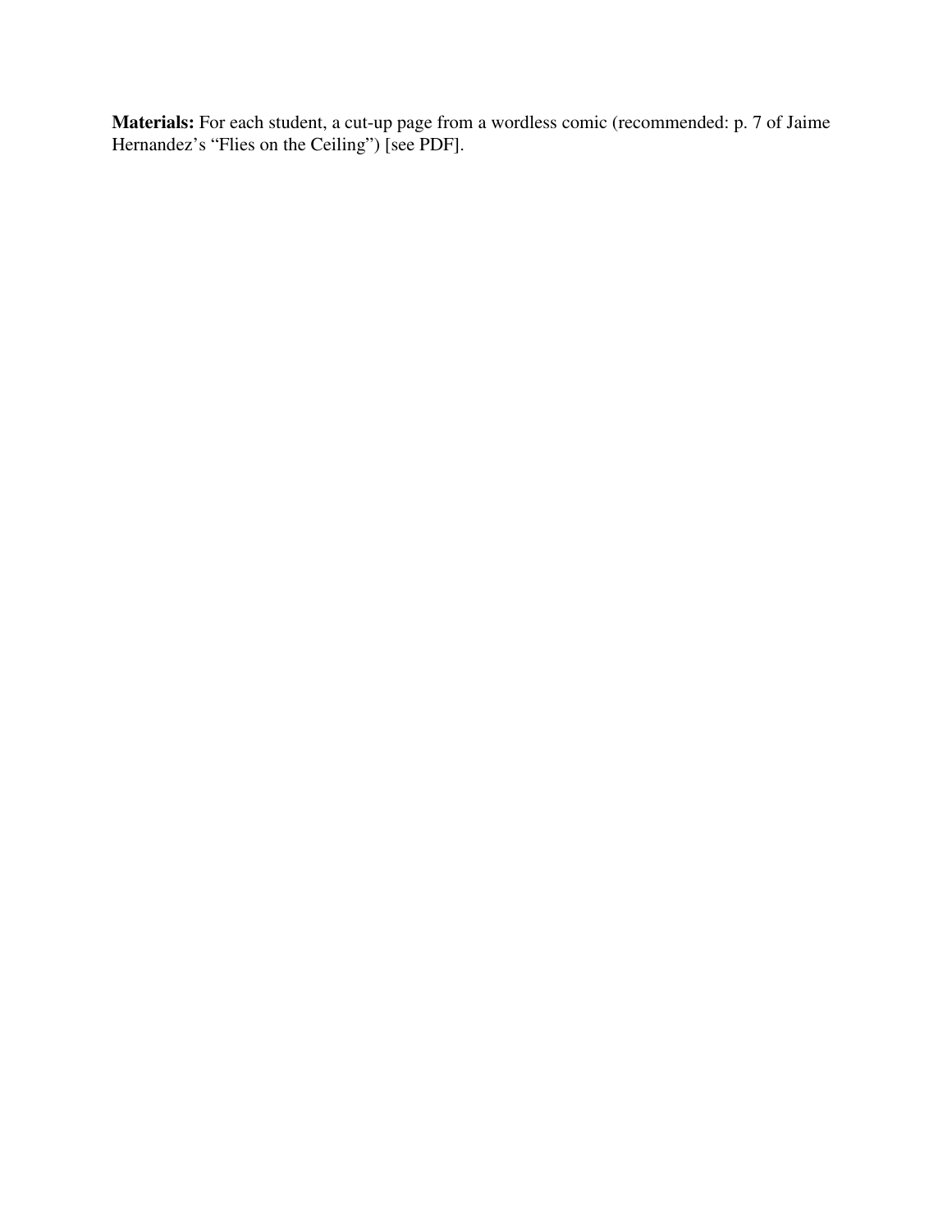**Materials:** For each student, a cut-up page from a wordless comic (recommended: p. 7 of Jaime Hernandez's "Flies on the Ceiling") [see PDF].